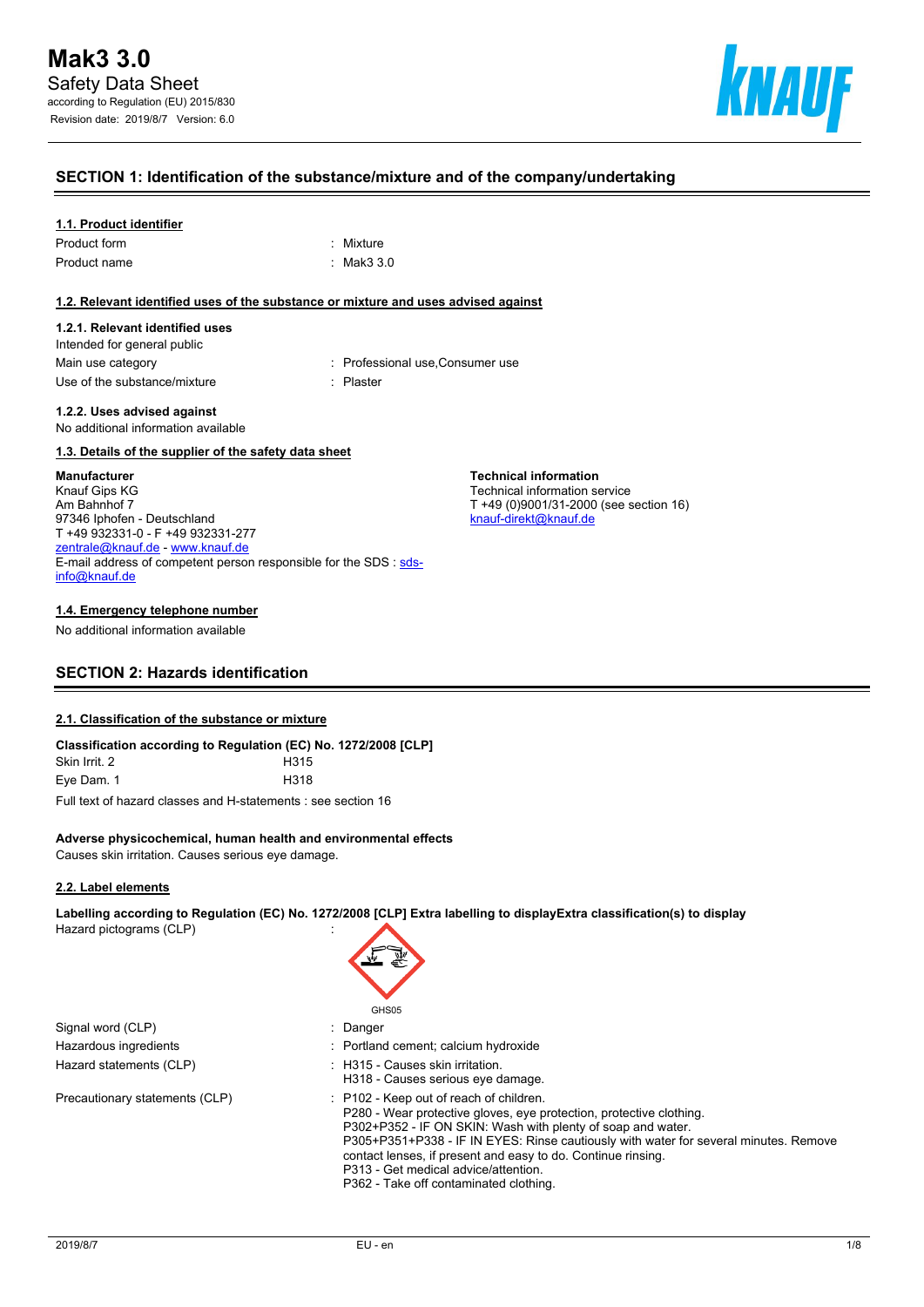# Mak3 3.0

Safety Data Sheet

according to Regulation (EU) 2015/830

Revision date: 2019/8/7 Version: 6.0

## SECTION 1: Identification of the substance/mixture and of the company/undertaking

### 1.1. Product identifier

| | |
|---|---|
| Product form | : Mixture |
| Product name | : Mak3 3.0 |

### 1.2. Relevant identified uses of the substance or mixture and uses advised against

#### 1.2.1. Relevant identified uses

Intended for general public

| | |
|---|---|
| Main use category | : Professional use,Consumer use |
| Use of the substance/mixture | : Plaster |

#### 1.2.2. Uses advised against

No additional information available

### 1.3. Details of the supplier of the safety data sheet

**Manufacturer**
Knauf Gips KG
Am Bahnhof 7
97346 Iphofen - Deutschland
T +49 932331-0 - F +49 932331-277
zentrale@knauf.de - www.knauf.de
E-mail address of competent person responsible for the SDS : sds-info@knauf.de

**Technical information**
Technical information service
T +49 (0)9001/31-2000 (see section 16)
knauf-direkt@knauf.de

### 1.4. Emergency telephone number

No additional information available

## SECTION 2: Hazards identification

### 2.1. Classification of the substance or mixture

**Classification according to Regulation (EC) No. 1272/2008 [CLP]**

| | |
|---|---|
| Skin Irrit. 2 | H315 |
| Eye Dam. 1 | H318 |

Full text of hazard classes and H-statements : see section 16

**Adverse physicochemical, human health and environmental effects**

Causes skin irritation. Causes serious eye damage.

### 2.2. Label elements

**Labelling according to Regulation (EC) No. 1272/2008 [CLP] Extra labelling to displayExtra classification(s) to display**

Hazard pictograms (CLP) :

GHS05

| | |
|---|---|
| Signal word (CLP) | : Danger |
| Hazardous ingredients | : Portland cement; calcium hydroxide |
| Hazard statements (CLP) | : H315 - Causes skin irritation.<br>H318 - Causes serious eye damage. |
| Precautionary statements (CLP) | : P102 - Keep out of reach of children.<br>P280 - Wear protective gloves, eye protection, protective clothing.<br>P302+P352 - IF ON SKIN: Wash with plenty of soap and water.<br>P305+P351+P338 - IF IN EYES: Rinse cautiously with water for several minutes. Remove contact lenses, if present and easy to do. Continue rinsing.<br>P313 - Get medical advice/attention.<br>P362 - Take off contaminated clothing. |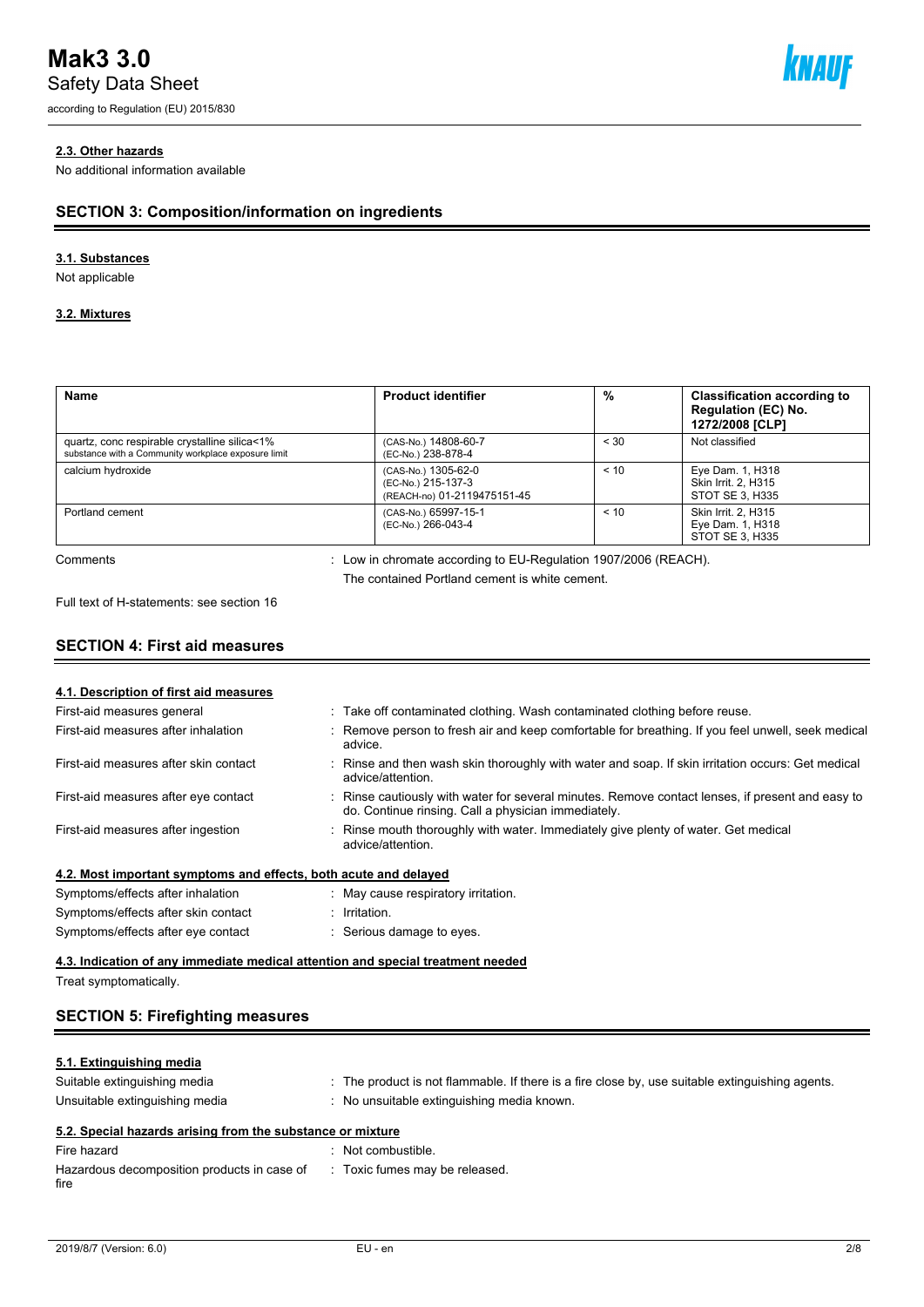### 2.3. Other hazards

No additional information available

## SECTION 3: Composition/information on ingredients

### 3.1. Substances

Not applicable

### 3.2. Mixtures

| Name | Product identifier | % | Classification according to Regulation (EC) No. 1272/2008 [CLP] |
|---|---|---|---|
| quartz, conc respirable crystalline silica<1% substance with a Community workplace exposure limit | (CAS-No.) 14808-60-7 (EC-No.) 238-878-4 | < 30 | Not classified |
| calcium hydroxide | (CAS-No.) 1305-62-0 (EC-No.) 215-137-3 (REACH-no) 01-2119475151-45 | < 10 | Eye Dam. 1, H318 Skin Irrit. 2, H315 STOT SE 3, H335 |
| Portland cement | (CAS-No.) 65997-15-1 (EC-No.) 266-043-4 | < 10 | Skin Irrit. 2, H315 Eye Dam. 1, H318 STOT SE 3, H335 |

Comments : Low in chromate according to EU-Regulation 1907/2006 (REACH).
The contained Portland cement is white cement.

Full text of H-statements: see section 16

## SECTION 4: First aid measures

### 4.1. Description of first aid measures

First-aid measures general : Take off contaminated clothing. Wash contaminated clothing before reuse.

First-aid measures after inhalation : Remove person to fresh air and keep comfortable for breathing. If you feel unwell, seek medical advice.

First-aid measures after skin contact : Rinse and then wash skin thoroughly with water and soap. If skin irritation occurs: Get medical advice/attention.

First-aid measures after eye contact : Rinse cautiously with water for several minutes. Remove contact lenses, if present and easy to do. Continue rinsing. Call a physician immediately.

First-aid measures after ingestion : Rinse mouth thoroughly with water. Immediately give plenty of water. Get medical advice/attention.

### 4.2. Most important symptoms and effects, both acute and delayed

Symptoms/effects after inhalation : May cause respiratory irritation.

Symptoms/effects after skin contact : Irritation.

Symptoms/effects after eye contact : Serious damage to eyes.

### 4.3. Indication of any immediate medical attention and special treatment needed

Treat symptomatically.

## SECTION 5: Firefighting measures

### 5.1. Extinguishing media

Suitable extinguishing media : The product is not flammable. If there is a fire close by, use suitable extinguishing agents.

Unsuitable extinguishing media : No unsuitable extinguishing media known.

### 5.2. Special hazards arising from the substance or mixture

Fire hazard : Not combustible.

Hazardous decomposition products in case of fire : Toxic fumes may be released.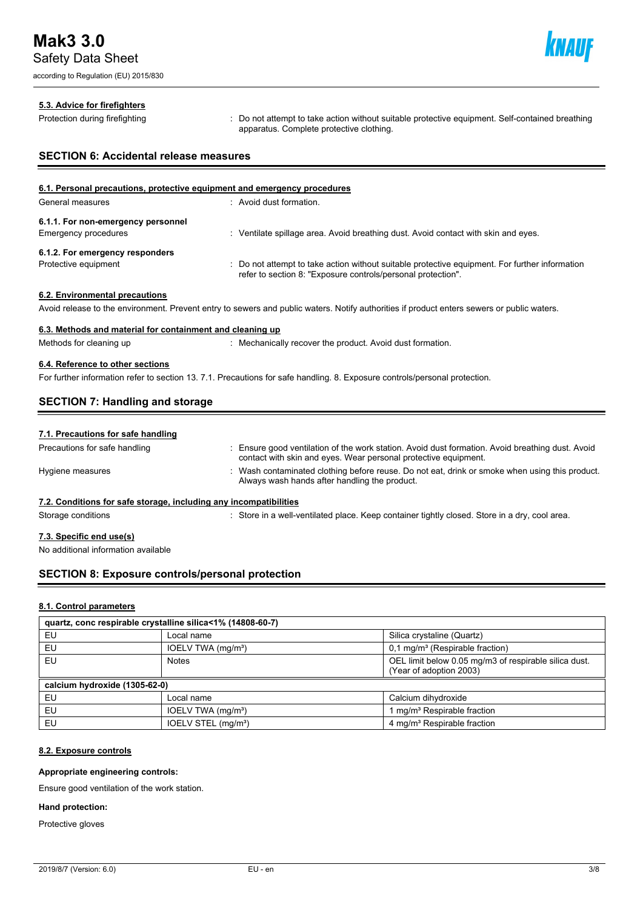#### 5.3. Advice for firefighters

Protection during firefighting : Do not attempt to take action without suitable protective equipment. Self-contained breathing apparatus. Complete protective clothing.

## SECTION 6: Accidental release measures

#### 6.1. Personal precautions, protective equipment and emergency procedures

General measures : Avoid dust formation.

**6.1.1. For non-emergency personnel**

Emergency procedures : Ventilate spillage area. Avoid breathing dust. Avoid contact with skin and eyes.

**6.1.2. For emergency responders**

Protective equipment : Do not attempt to take action without suitable protective equipment. For further information refer to section 8: "Exposure controls/personal protection".

#### 6.2. Environmental precautions

Avoid release to the environment. Prevent entry to sewers and public waters. Notify authorities if product enters sewers or public waters.

#### 6.3. Methods and material for containment and cleaning up

Methods for cleaning up : Mechanically recover the product. Avoid dust formation.

#### 6.4. Reference to other sections

For further information refer to section 13. 7.1. Precautions for safe handling. 8. Exposure controls/personal protection.

## SECTION 7: Handling and storage

#### 7.1. Precautions for safe handling

Precautions for safe handling : Ensure good ventilation of the work station. Avoid dust formation. Avoid breathing dust. Avoid contact with skin and eyes. Wear personal protective equipment.

Hygiene measures : Wash contaminated clothing before reuse. Do not eat, drink or smoke when using this product. Always wash hands after handling the product.

#### 7.2. Conditions for safe storage, including any incompatibilities

Storage conditions : Store in a well-ventilated place. Keep container tightly closed. Store in a dry, cool area.

#### 7.3. Specific end use(s)

No additional information available

## SECTION 8: Exposure controls/personal protection

#### 8.1. Control parameters

| quartz, conc respirable crystalline silica<1% (14808-60-7) | | |
|---|---|---|
| EU | Local name | Silica crystaline (Quartz) |
| EU | IOELV TWA (mg/m³) | 0,1 mg/m³ (Respirable fraction) |
| EU | Notes | OEL limit below 0.05 mg/m3 of respirable silica dust. (Year of adoption 2003) |
| **calcium hydroxide (1305-62-0)** | | |
| EU | Local name | Calcium dihydroxide |
| EU | IOELV TWA (mg/m³) | 1 mg/m³ Respirable fraction |
| EU | IOELV STEL (mg/m³) | 4 mg/m³ Respirable fraction |

#### 8.2. Exposure controls

**Appropriate engineering controls:**

Ensure good ventilation of the work station.

**Hand protection:**

Protective gloves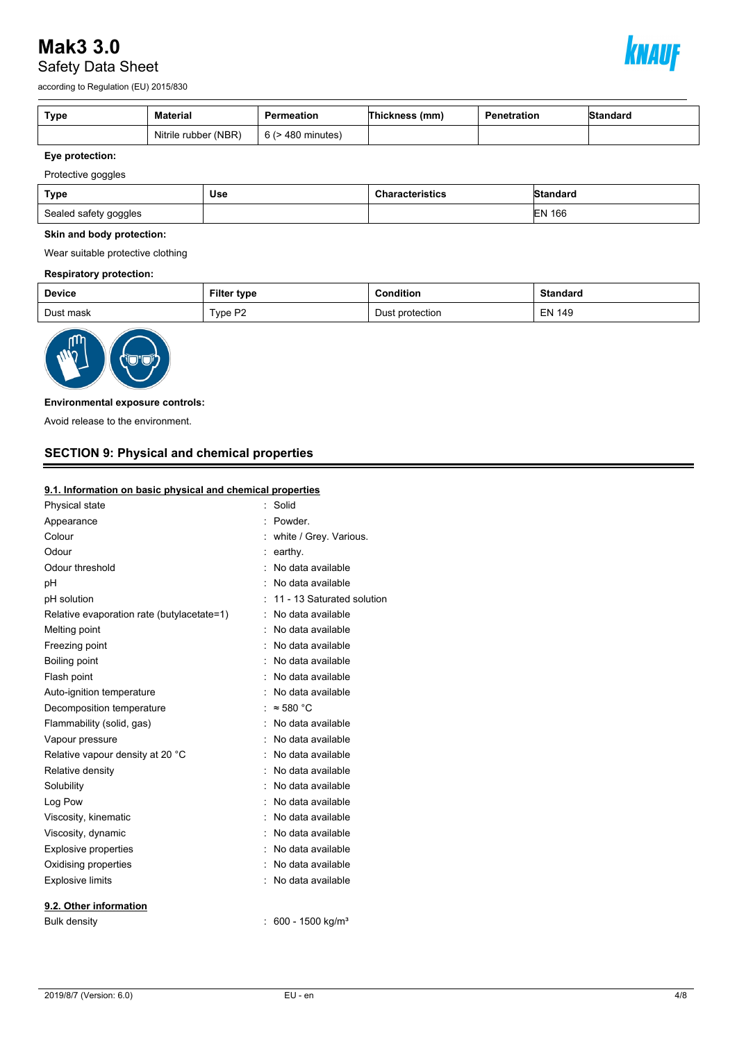| Type | Material | Permeation | Thickness (mm) | Penetration | Standard |
|---|---|---|---|---|---|
| | Nitrile rubber (NBR) | 6 (> 480 minutes) | | | |

**Eye protection:**

Protective goggles

| Type | Use | Characteristics | Standard |
|---|---|---|---|
| Sealed safety goggles | | | EN 166 |

**Skin and body protection:**

Wear suitable protective clothing

**Respiratory protection:**

| Device | Filter type | Condition | Standard |
|---|---|---|---|
| Dust mask | Type P2 | Dust protection | EN 149 |

**Environmental exposure controls:**

Avoid release to the environment.

## SECTION 9: Physical and chemical properties

### 9.1. Information on basic physical and chemical properties

| | |
|---|---|
| Physical state | : Solid |
| Appearance | : Powder. |
| Colour | : white / Grey. Various. |
| Odour | : earthy. |
| Odour threshold | : No data available |
| pH | : No data available |
| pH solution | : 11 - 13 Saturated solution |
| Relative evaporation rate (butylacetate=1) | : No data available |
| Melting point | : No data available |
| Freezing point | : No data available |
| Boiling point | : No data available |
| Flash point | : No data available |
| Auto-ignition temperature | : No data available |
| Decomposition temperature | : ≈ 580 °C |
| Flammability (solid, gas) | : No data available |
| Vapour pressure | : No data available |
| Relative vapour density at 20 °C | : No data available |
| Relative density | : No data available |
| Solubility | : No data available |
| Log Pow | : No data available |
| Viscosity, kinematic | : No data available |
| Viscosity, dynamic | : No data available |
| Explosive properties | : No data available |
| Oxidising properties | : No data available |
| Explosive limits | : No data available |

### 9.2. Other information

| | |
|---|---|
| Bulk density | : 600 - 1500 kg/m³ |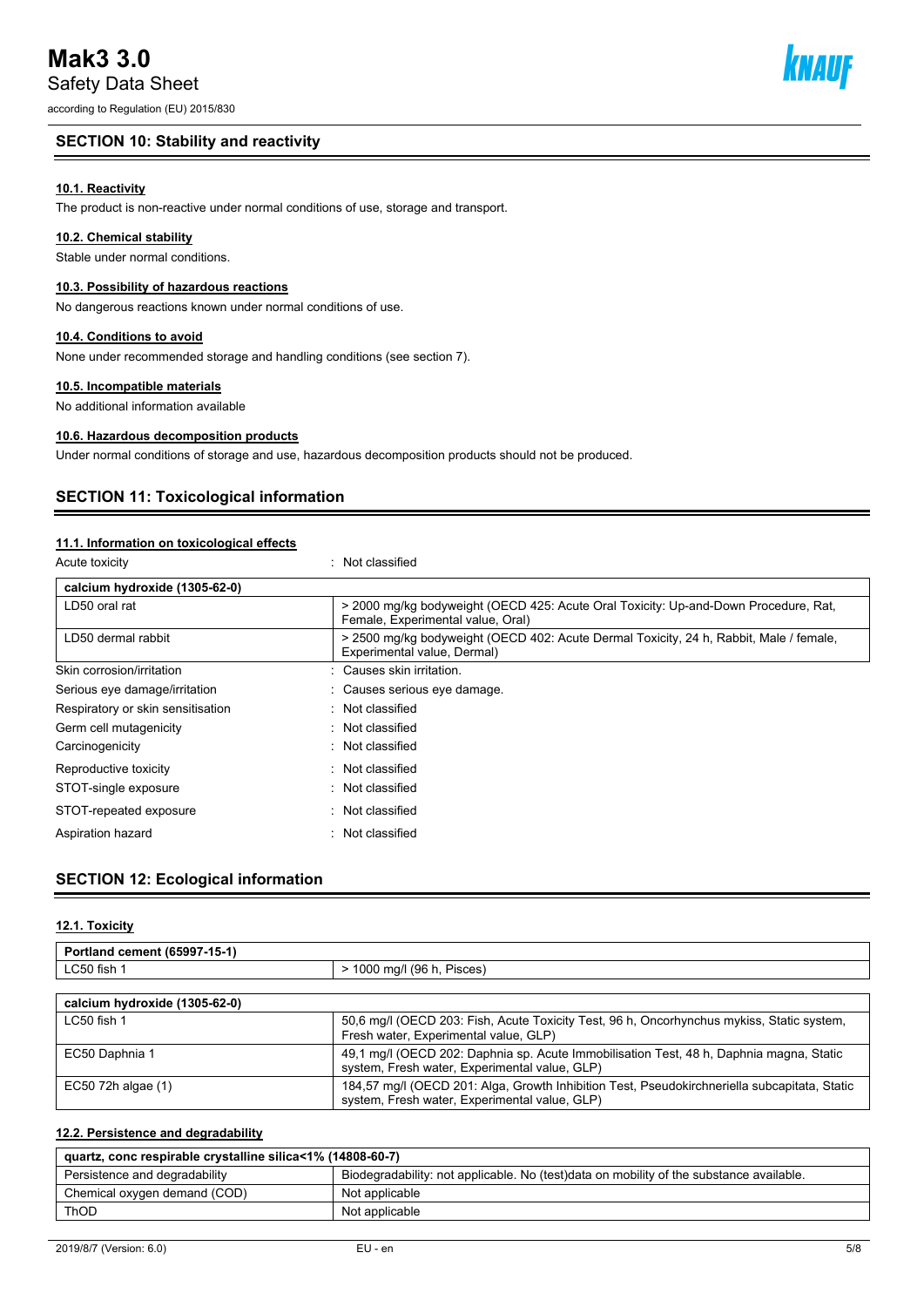## SECTION 10: Stability and reactivity

### 10.1. Reactivity

The product is non-reactive under normal conditions of use, storage and transport.

### 10.2. Chemical stability

Stable under normal conditions.

### 10.3. Possibility of hazardous reactions

No dangerous reactions known under normal conditions of use.

### 10.4. Conditions to avoid

None under recommended storage and handling conditions (see section 7).

### 10.5. Incompatible materials

No additional information available

### 10.6. Hazardous decomposition products

Under normal conditions of storage and use, hazardous decomposition products should not be produced.

## SECTION 11: Toxicological information

### 11.1. Information on toxicological effects

Acute toxicity : Not classified

| calcium hydroxide (1305-62-0) | |
|---|---|
| LD50 oral rat | > 2000 mg/kg bodyweight (OECD 425: Acute Oral Toxicity: Up-and-Down Procedure, Rat, Female, Experimental value, Oral) |
| LD50 dermal rabbit | > 2500 mg/kg bodyweight (OECD 402: Acute Dermal Toxicity, 24 h, Rabbit, Male / female, Experimental value, Dermal) |

Skin corrosion/irritation : Causes skin irritation.

Serious eye damage/irritation : Causes serious eye damage.

Respiratory or skin sensitisation : Not classified

Germ cell mutagenicity : Not classified

Carcinogenicity : Not classified

Reproductive toxicity : Not classified

STOT-single exposure : Not classified

STOT-repeated exposure : Not classified

Aspiration hazard : Not classified

## SECTION 12: Ecological information

### 12.1. Toxicity

| Portland cement (65997-15-1) | |
|---|---|
| LC50 fish 1 | > 1000 mg/l (96 h, Pisces) |

| calcium hydroxide (1305-62-0) | |
|---|---|
| LC50 fish 1 | 50,6 mg/l (OECD 203: Fish, Acute Toxicity Test, 96 h, Oncorhynchus mykiss, Static system, Fresh water, Experimental value, GLP) |
| EC50 Daphnia 1 | 49,1 mg/l (OECD 202: Daphnia sp. Acute Immobilisation Test, 48 h, Daphnia magna, Static system, Fresh water, Experimental value, GLP) |
| EC50 72h algae (1) | 184,57 mg/l (OECD 201: Alga, Growth Inhibition Test, Pseudokirchneriella subcapitata, Static system, Fresh water, Experimental value, GLP) |

### 12.2. Persistence and degradability

| quartz, conc respirable crystalline silica<1% (14808-60-7) | |
|---|---|
| Persistence and degradability | Biodegradability: not applicable. No (test)data on mobility of the substance available. |
| Chemical oxygen demand (COD) | Not applicable |
| ThOD | Not applicable |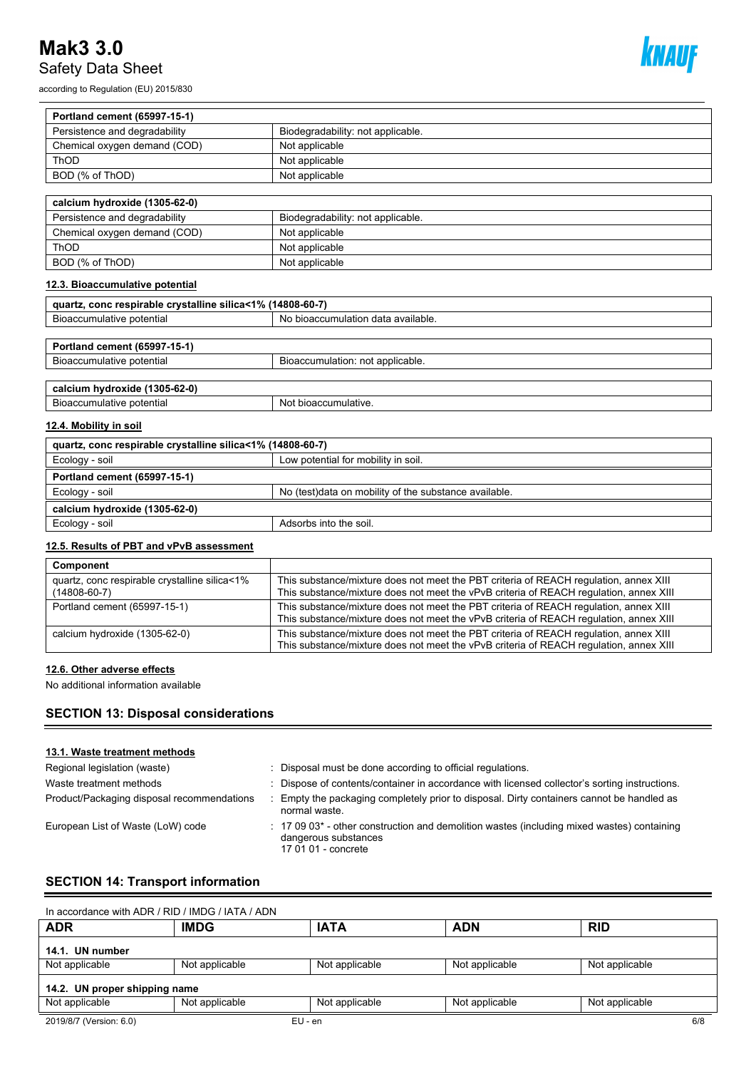| Portland cement (65997-15-1) | |
|---|---|
| Persistence and degradability | Biodegradability: not applicable. |
| Chemical oxygen demand (COD) | Not applicable |
| ThOD | Not applicable |
| BOD (% of ThOD) | Not applicable |

| calcium hydroxide (1305-62-0) | |
|---|---|
| Persistence and degradability | Biodegradability: not applicable. |
| Chemical oxygen demand (COD) | Not applicable |
| ThOD | Not applicable |
| BOD (% of ThOD) | Not applicable |

### 12.3. Bioaccumulative potential

| quartz, conc respirable crystalline silica<1% (14808-60-7) | |
|---|---|
| Bioaccumulative potential | No bioaccumulation data available. |

| Portland cement (65997-15-1) | |
|---|---|
| Bioaccumulative potential | Bioaccumulation: not applicable. |

| calcium hydroxide (1305-62-0) | |
|---|---|
| Bioaccumulative potential | Not bioaccumulative. |

### 12.4. Mobility in soil

| quartz, conc respirable crystalline silica<1% (14808-60-7) | |
|---|---|
| Ecology - soil | Low potential for mobility in soil. |
| **Portland cement (65997-15-1)** | |
| Ecology - soil | No (test)data on mobility of the substance available. |
| **calcium hydroxide (1305-62-0)** | |
| Ecology - soil | Adsorbs into the soil. |

### 12.5. Results of PBT and vPvB assessment

| Component | |
|---|---|
| quartz, conc respirable crystalline silica<1% (14808-60-7) | This substance/mixture does not meet the PBT criteria of REACH regulation, annex XIII<br>This substance/mixture does not meet the vPvB criteria of REACH regulation, annex XIII |
| Portland cement (65997-15-1) | This substance/mixture does not meet the PBT criteria of REACH regulation, annex XIII<br>This substance/mixture does not meet the vPvB criteria of REACH regulation, annex XIII |
| calcium hydroxide (1305-62-0) | This substance/mixture does not meet the PBT criteria of REACH regulation, annex XIII<br>This substance/mixture does not meet the vPvB criteria of REACH regulation, annex XIII |

### 12.6. Other adverse effects

No additional information available

## SECTION 13: Disposal considerations

### 13.1. Waste treatment methods

Regional legislation (waste) : Disposal must be done according to official regulations.

Waste treatment methods : Dispose of contents/container in accordance with licensed collector's sorting instructions.

Product/Packaging disposal recommendations : Empty the packaging completely prior to disposal. Dirty containers cannot be handled as normal waste.

European List of Waste (LoW) code : 17 09 03* - other construction and demolition wastes (including mixed wastes) containing dangerous substances
17 01 01 - concrete

## SECTION 14: Transport information

In accordance with ADR / RID / IMDG / IATA / ADN

| ADR | IMDG | IATA | ADN | RID |
|---|---|---|---|---|
| **14.1. UN number** | | | | |
| Not applicable | Not applicable | Not applicable | Not applicable | Not applicable |
| **14.2. UN proper shipping name** | | | | |
| Not applicable | Not applicable | Not applicable | Not applicable | Not applicable |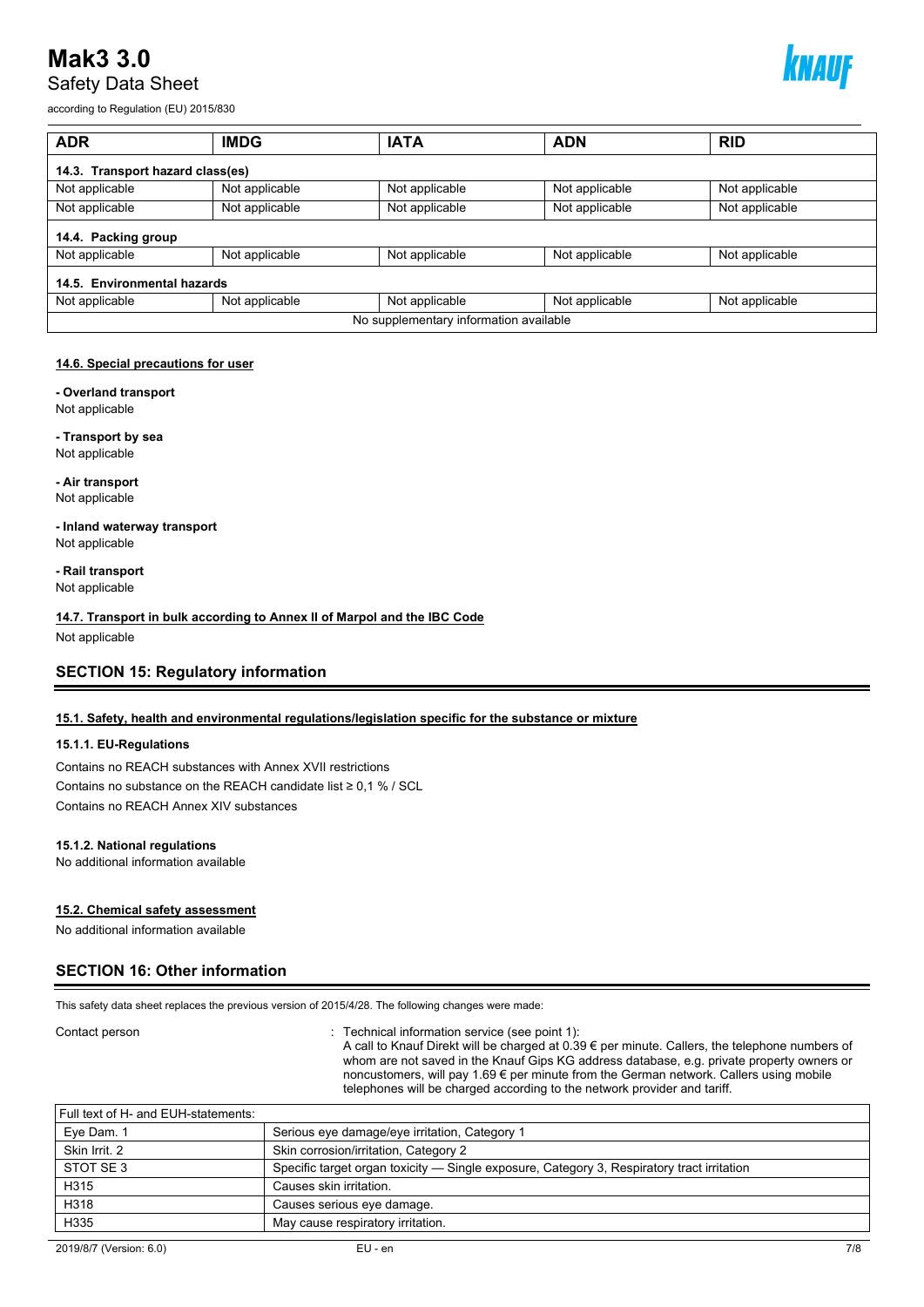| ADR | IMDG | IATA | ADN | RID |
|---|---|---|---|---|
| **14.3. Transport hazard class(es)** | | | | |
| Not applicable | Not applicable | Not applicable | Not applicable | Not applicable |
| Not applicable | Not applicable | Not applicable | Not applicable | Not applicable |
| **14.4. Packing group** | | | | |
| Not applicable | Not applicable | Not applicable | Not applicable | Not applicable |
| **14.5. Environmental hazards** | | | | |
| Not applicable | Not applicable | Not applicable | Not applicable | Not applicable |
| No supplementary information available | | | | |

### 14.6. Special precautions for user

**- Overland transport**
Not applicable

**- Transport by sea**
Not applicable

**- Air transport**
Not applicable

**- Inland waterway transport**
Not applicable

**- Rail transport**
Not applicable

### 14.7. Transport in bulk according to Annex II of Marpol and the IBC Code

Not applicable

## SECTION 15: Regulatory information

### 15.1. Safety, health and environmental regulations/legislation specific for the substance or mixture

#### 15.1.1. EU-Regulations

Contains no REACH substances with Annex XVII restrictions
Contains no substance on the REACH candidate list ≥ 0,1 % / SCL
Contains no REACH Annex XIV substances

#### 15.1.2. National regulations

No additional information available

### 15.2. Chemical safety assessment

No additional information available

## SECTION 16: Other information

This safety data sheet replaces the previous version of 2015/4/28. The following changes were made:

Contact person : Technical information service (see point 1):
A call to Knauf Direkt will be charged at 0.39 € per minute. Callers, the telephone numbers of whom are not saved in the Knauf Gips KG address database, e.g. private property owners or noncustomers, will pay 1.69 € per minute from the German network. Callers using mobile telephones will be charged according to the network provider and tariff.

| Full text of H- and EUH-statements: | |
|---|---|
| Eye Dam. 1 | Serious eye damage/eye irritation, Category 1 |
| Skin Irrit. 2 | Skin corrosion/irritation, Category 2 |
| STOT SE 3 | Specific target organ toxicity — Single exposure, Category 3, Respiratory tract irritation |
| H315 | Causes skin irritation. |
| H318 | Causes serious eye damage. |
| H335 | May cause respiratory irritation. |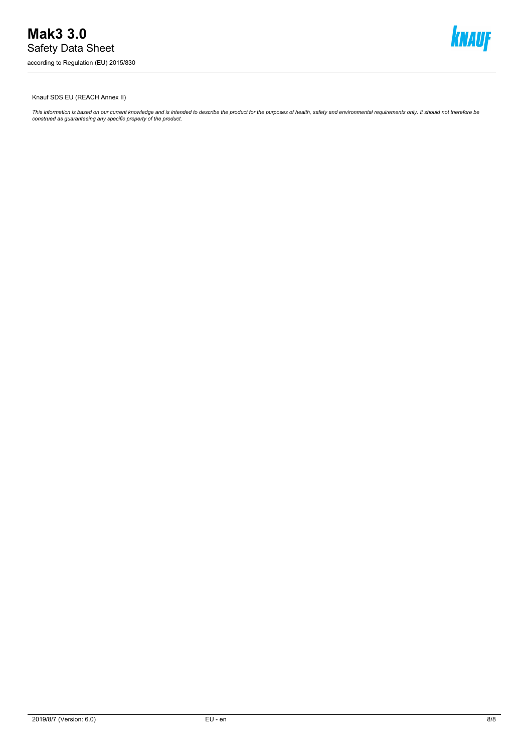Knauf SDS EU (REACH Annex II)

*This information is based on our current knowledge and is intended to describe the product for the purposes of health, safety and environmental requirements only. It should not therefore be construed as guaranteeing any specific property of the product.*